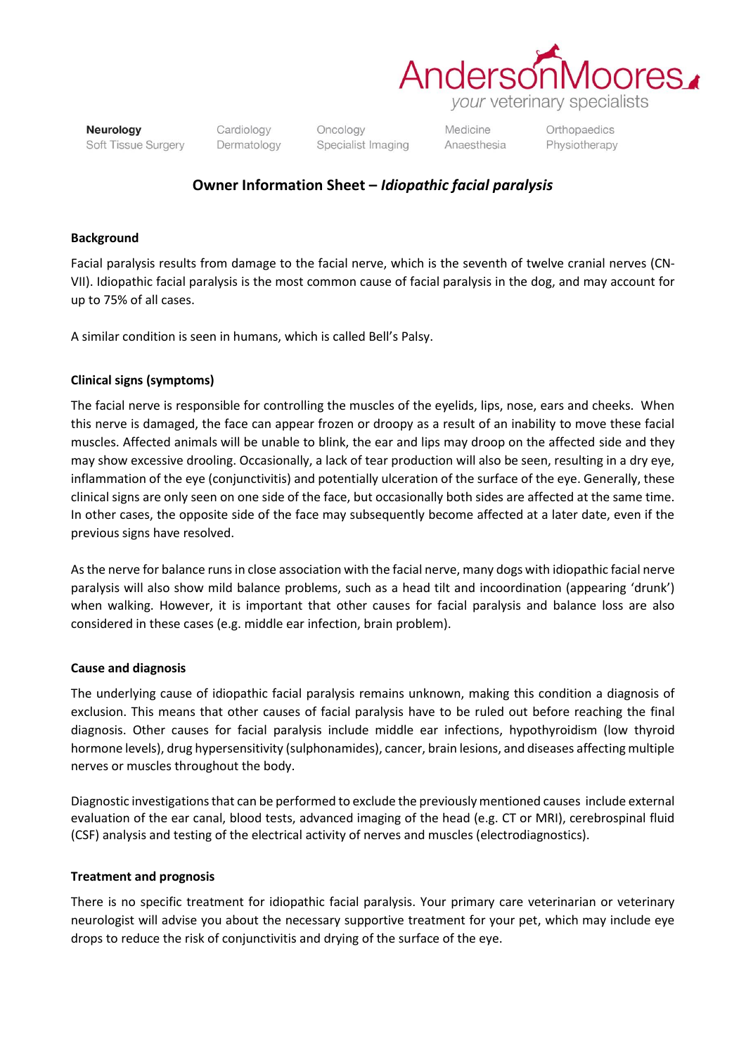AndersonMoores
*your veterinary specialists*

**Neurology** Soft Tissue Surgery | Cardiology Dermatology | Oncology Specialist Imaging | Medicine Anaesthesia | Orthopaedics Physiotherapy

## Owner Information Sheet – *Idiopathic facial paralysis*

**Background**

Facial paralysis results from damage to the facial nerve, which is the seventh of twelve cranial nerves (CN-VII). Idiopathic facial paralysis is the most common cause of facial paralysis in the dog, and may account for up to 75% of all cases.

A similar condition is seen in humans, which is called Bell's Palsy.

**Clinical signs (symptoms)**

The facial nerve is responsible for controlling the muscles of the eyelids, lips, nose, ears and cheeks. When this nerve is damaged, the face can appear frozen or droopy as a result of an inability to move these facial muscles. Affected animals will be unable to blink, the ear and lips may droop on the affected side and they may show excessive drooling. Occasionally, a lack of tear production will also be seen, resulting in a dry eye, inflammation of the eye (conjunctivitis) and potentially ulceration of the surface of the eye. Generally, these clinical signs are only seen on one side of the face, but occasionally both sides are affected at the same time. In other cases, the opposite side of the face may subsequently become affected at a later date, even if the previous signs have resolved.

As the nerve for balance runs in close association with the facial nerve, many dogs with idiopathic facial nerve paralysis will also show mild balance problems, such as a head tilt and incoordination (appearing 'drunk') when walking. However, it is important that other causes for facial paralysis and balance loss are also considered in these cases (e.g. middle ear infection, brain problem).

**Cause and diagnosis**

The underlying cause of idiopathic facial paralysis remains unknown, making this condition a diagnosis of exclusion. This means that other causes of facial paralysis have to be ruled out before reaching the final diagnosis. Other causes for facial paralysis include middle ear infections, hypothyroidism (low thyroid hormone levels), drug hypersensitivity (sulphonamides), cancer, brain lesions, and diseases affecting multiple nerves or muscles throughout the body.

Diagnostic investigations that can be performed to exclude the previously mentioned causes include external evaluation of the ear canal, blood tests, advanced imaging of the head (e.g. CT or MRI), cerebrospinal fluid (CSF) analysis and testing of the electrical activity of nerves and muscles (electrodiagnostics).

**Treatment and prognosis**

There is no specific treatment for idiopathic facial paralysis. Your primary care veterinarian or veterinary neurologist will advise you about the necessary supportive treatment for your pet, which may include eye drops to reduce the risk of conjunctivitis and drying of the surface of the eye.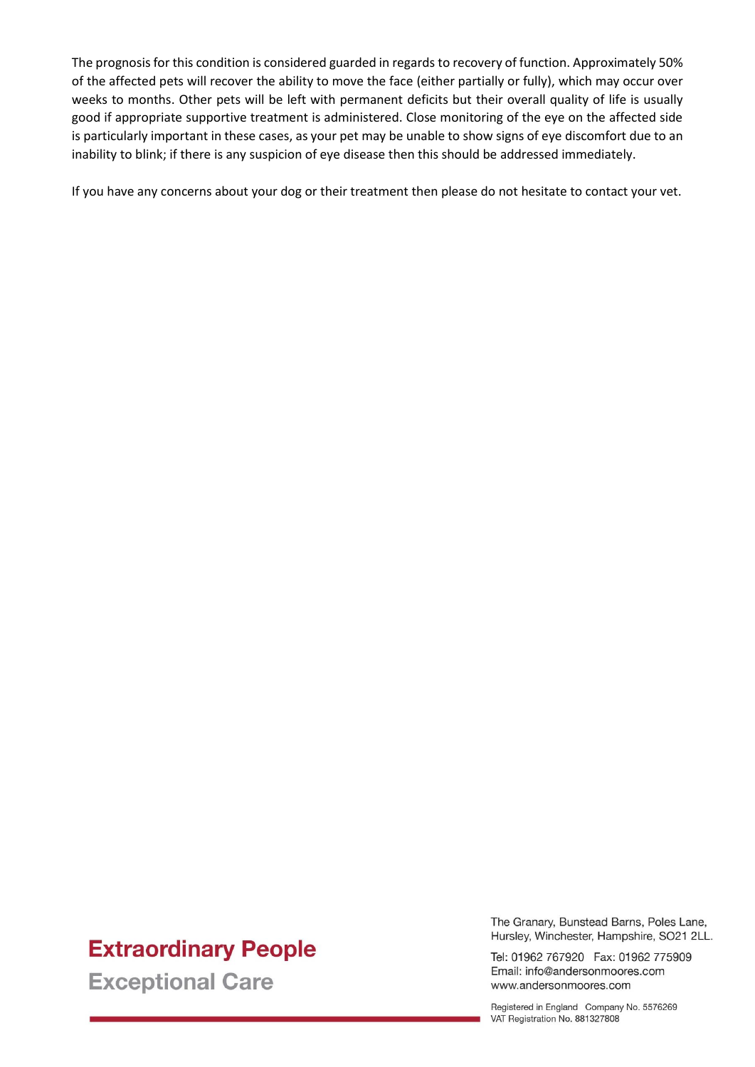The prognosis for this condition is considered guarded in regards to recovery of function. Approximately 50% of the affected pets will recover the ability to move the face (either partially or fully), which may occur over weeks to months. Other pets will be left with permanent deficits but their overall quality of life is usually good if appropriate supportive treatment is administered. Close monitoring of the eye on the affected side is particularly important in these cases, as your pet may be unable to show signs of eye discomfort due to an inability to blink; if there is any suspicion of eye disease then this should be addressed immediately.

If you have any concerns about your dog or their treatment then please do not hesitate to contact your vet.